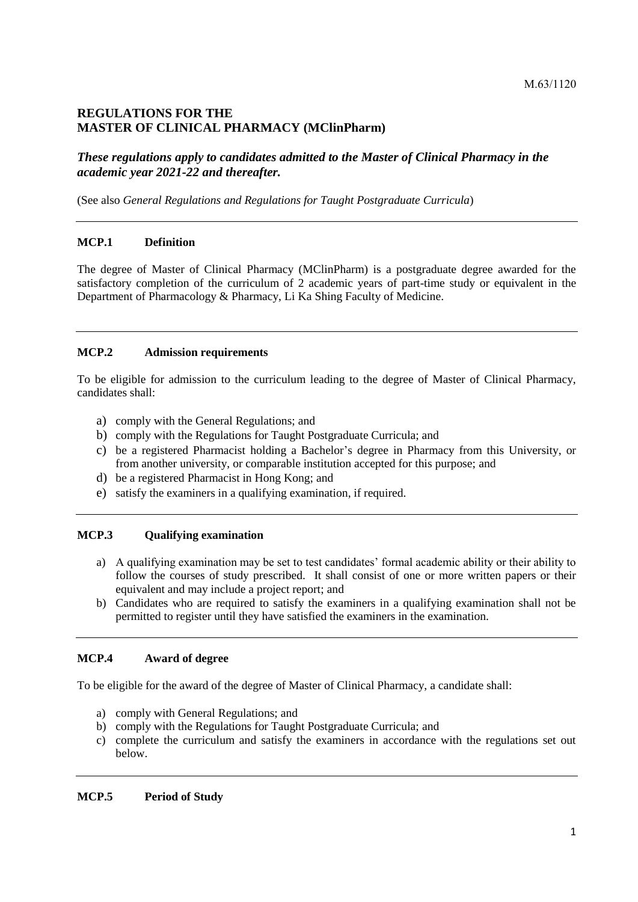M.63/1120

# REGULATIONS FOR THE MASTER OF CLINICAL PHARMACY (MClinPharm)

***These regulations apply to candidates admitted to the Master of Clinical Pharmacy in the academic year 2021-22 and thereafter.***

(See also *General Regulations and Regulations for Taught Postgraduate Curricula*)

---

## MCP.1 Definition

The degree of Master of Clinical Pharmacy (MClinPharm) is a postgraduate degree awarded for the satisfactory completion of the curriculum of 2 academic years of part-time study or equivalent in the Department of Pharmacology & Pharmacy, Li Ka Shing Faculty of Medicine.

---

## MCP.2 Admission requirements

To be eligible for admission to the curriculum leading to the degree of Master of Clinical Pharmacy, candidates shall:

a) comply with the General Regulations; and
b) comply with the Regulations for Taught Postgraduate Curricula; and
c) be a registered Pharmacist holding a Bachelor's degree in Pharmacy from this University, or from another university, or comparable institution accepted for this purpose; and
d) be a registered Pharmacist in Hong Kong; and
e) satisfy the examiners in a qualifying examination, if required.

---

## MCP.3 Qualifying examination

a) A qualifying examination may be set to test candidates' formal academic ability or their ability to follow the courses of study prescribed. It shall consist of one or more written papers or their equivalent and may include a project report; and
b) Candidates who are required to satisfy the examiners in a qualifying examination shall not be permitted to register until they have satisfied the examiners in the examination.

---

## MCP.4 Award of degree

To be eligible for the award of the degree of Master of Clinical Pharmacy, a candidate shall:

a) comply with General Regulations; and
b) comply with the Regulations for Taught Postgraduate Curricula; and
c) complete the curriculum and satisfy the examiners in accordance with the regulations set out below.

---

## MCP.5 Period of Study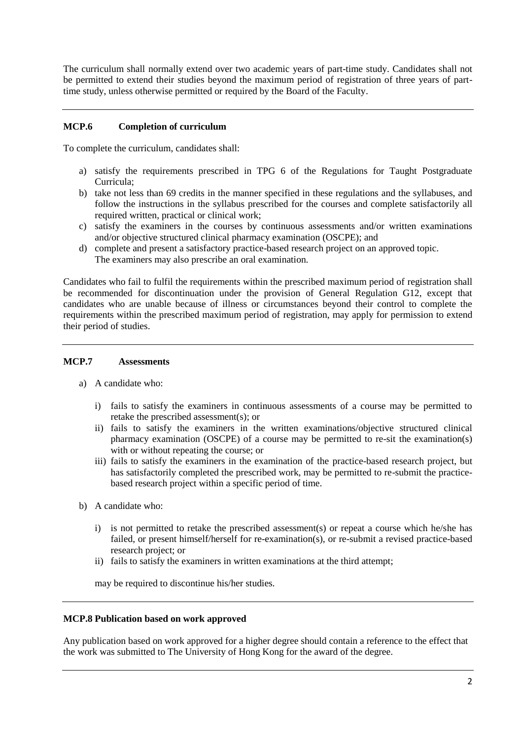The curriculum shall normally extend over two academic years of part-time study. Candidates shall not be permitted to extend their studies beyond the maximum period of registration of three years of part-time study, unless otherwise permitted or required by the Board of the Faculty.

---

### MCP.6 Completion of curriculum

To complete the curriculum, candidates shall:

a) satisfy the requirements prescribed in TPG 6 of the Regulations for Taught Postgraduate Curricula;
b) take not less than 69 credits in the manner specified in these regulations and the syllabuses, and follow the instructions in the syllabus prescribed for the courses and complete satisfactorily all required written, practical or clinical work;
c) satisfy the examiners in the courses by continuous assessments and/or written examinations and/or objective structured clinical pharmacy examination (OSCPE); and
d) complete and present a satisfactory practice-based research project on an approved topic.
   The examiners may also prescribe an oral examination.

Candidates who fail to fulfil the requirements within the prescribed maximum period of registration shall be recommended for discontinuation under the provision of General Regulation G12, except that candidates who are unable because of illness or circumstances beyond their control to complete the requirements within the prescribed maximum period of registration, may apply for permission to extend their period of studies.

---

### MCP.7 Assessments

a) A candidate who:

   i) fails to satisfy the examiners in continuous assessments of a course may be permitted to retake the prescribed assessment(s); or
   ii) fails to satisfy the examiners in the written examinations/objective structured clinical pharmacy examination (OSCPE) of a course may be permitted to re-sit the examination(s) with or without repeating the course; or
   iii) fails to satisfy the examiners in the examination of the practice-based research project, but has satisfactorily completed the prescribed work, may be permitted to re-submit the practice-based research project within a specific period of time.

b) A candidate who:

   i) is not permitted to retake the prescribed assessment(s) or repeat a course which he/she has failed, or present himself/herself for re-examination(s), or re-submit a revised practice-based research project; or
   ii) fails to satisfy the examiners in written examinations at the third attempt;

   may be required to discontinue his/her studies.

---

### MCP.8 Publication based on work approved

Any publication based on work approved for a higher degree should contain a reference to the effect that the work was submitted to The University of Hong Kong for the award of the degree.

---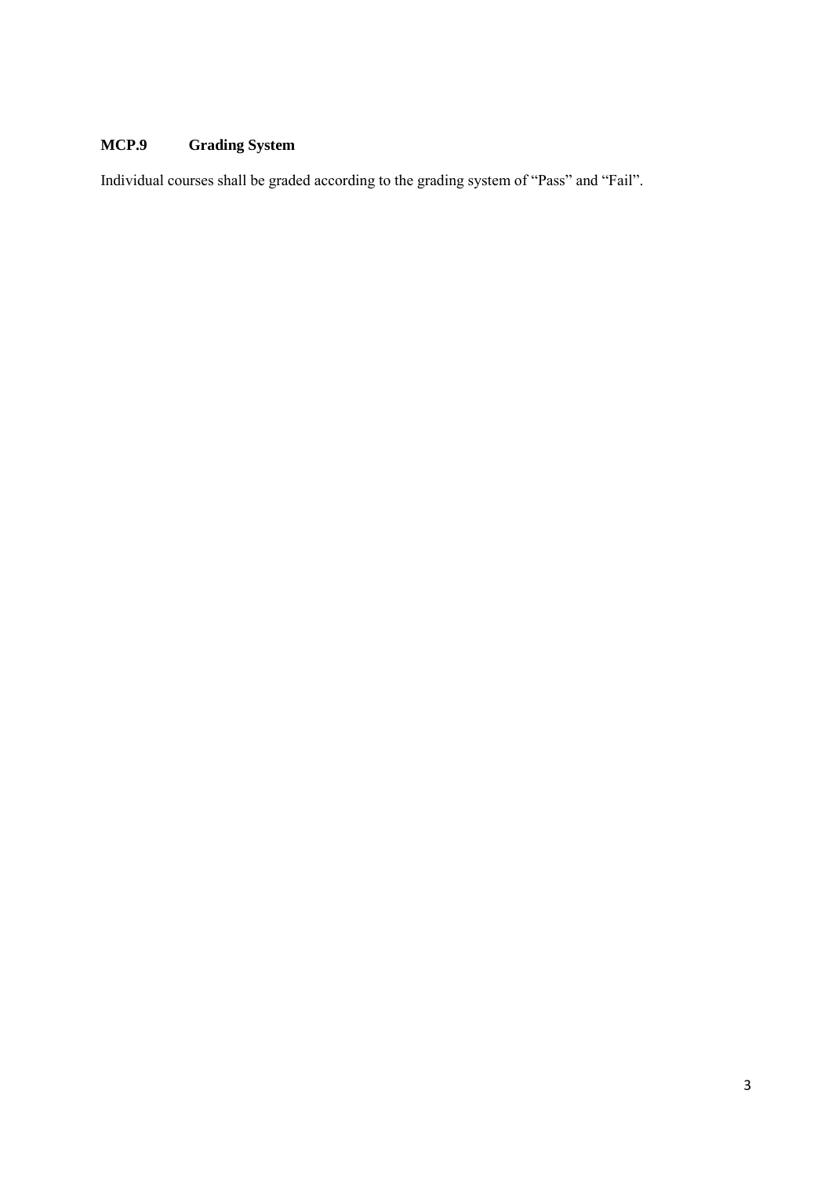**MCP.9 Grading System**

Individual courses shall be graded according to the grading system of “Pass” and “Fail”.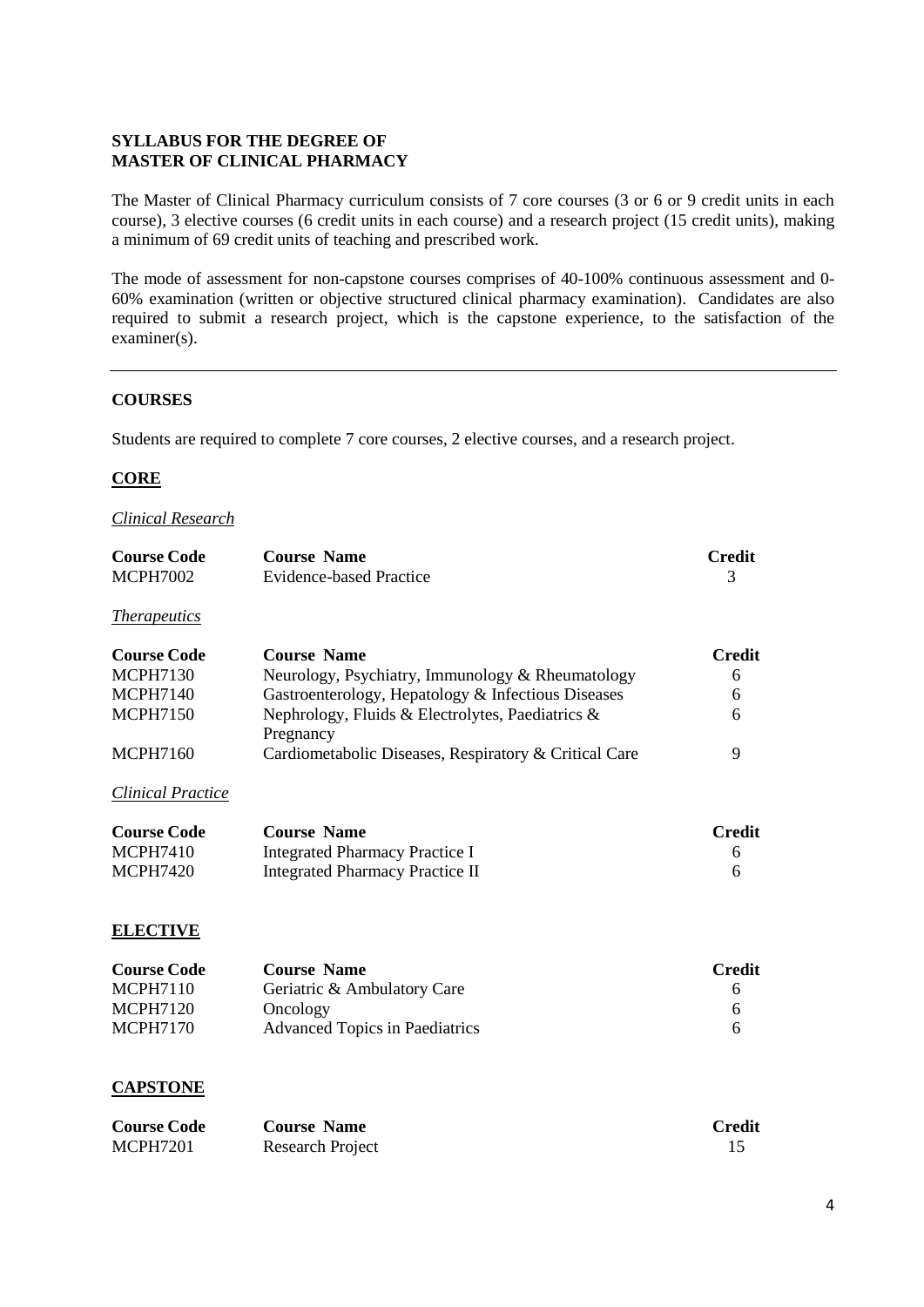**SYLLABUS FOR THE DEGREE OF**
**MASTER OF CLINICAL PHARMACY**

The Master of Clinical Pharmacy curriculum consists of 7 core courses (3 or 6 or 9 credit units in each course), 3 elective courses (6 credit units in each course) and a research project (15 credit units), making a minimum of 69 credit units of teaching and prescribed work.

The mode of assessment for non-capstone courses comprises of 40-100% continuous assessment and 0-60% examination (written or objective structured clinical pharmacy examination). Candidates are also required to submit a research project, which is the capstone experience, to the satisfaction of the examiner(s).

---

**COURSES**

Students are required to complete 7 core courses, 2 elective courses, and a research project.

**CORE**

*Clinical Research*

| Course Code | Course Name | Credit |
|---|---|---|
| MCPH7002 | Evidence-based Practice | 3 |

*Therapeutics*

| Course Code | Course Name | Credit |
|---|---|---|
| MCPH7130 | Neurology, Psychiatry, Immunology & Rheumatology | 6 |
| MCPH7140 | Gastroenterology, Hepatology & Infectious Diseases | 6 |
| MCPH7150 | Nephrology, Fluids & Electrolytes, Paediatrics & Pregnancy | 6 |
| MCPH7160 | Cardiometabolic Diseases, Respiratory & Critical Care | 9 |

*Clinical Practice*

| Course Code | Course Name | Credit |
|---|---|---|
| MCPH7410 | Integrated Pharmacy Practice I | 6 |
| MCPH7420 | Integrated Pharmacy Practice II | 6 |

**ELECTIVE**

| Course Code | Course Name | Credit |
|---|---|---|
| MCPH7110 | Geriatric & Ambulatory Care | 6 |
| MCPH7120 | Oncology | 6 |
| MCPH7170 | Advanced Topics in Paediatrics | 6 |

**CAPSTONE**

| Course Code | Course Name | Credit |
|---|---|---|
| MCPH7201 | Research Project | 15 |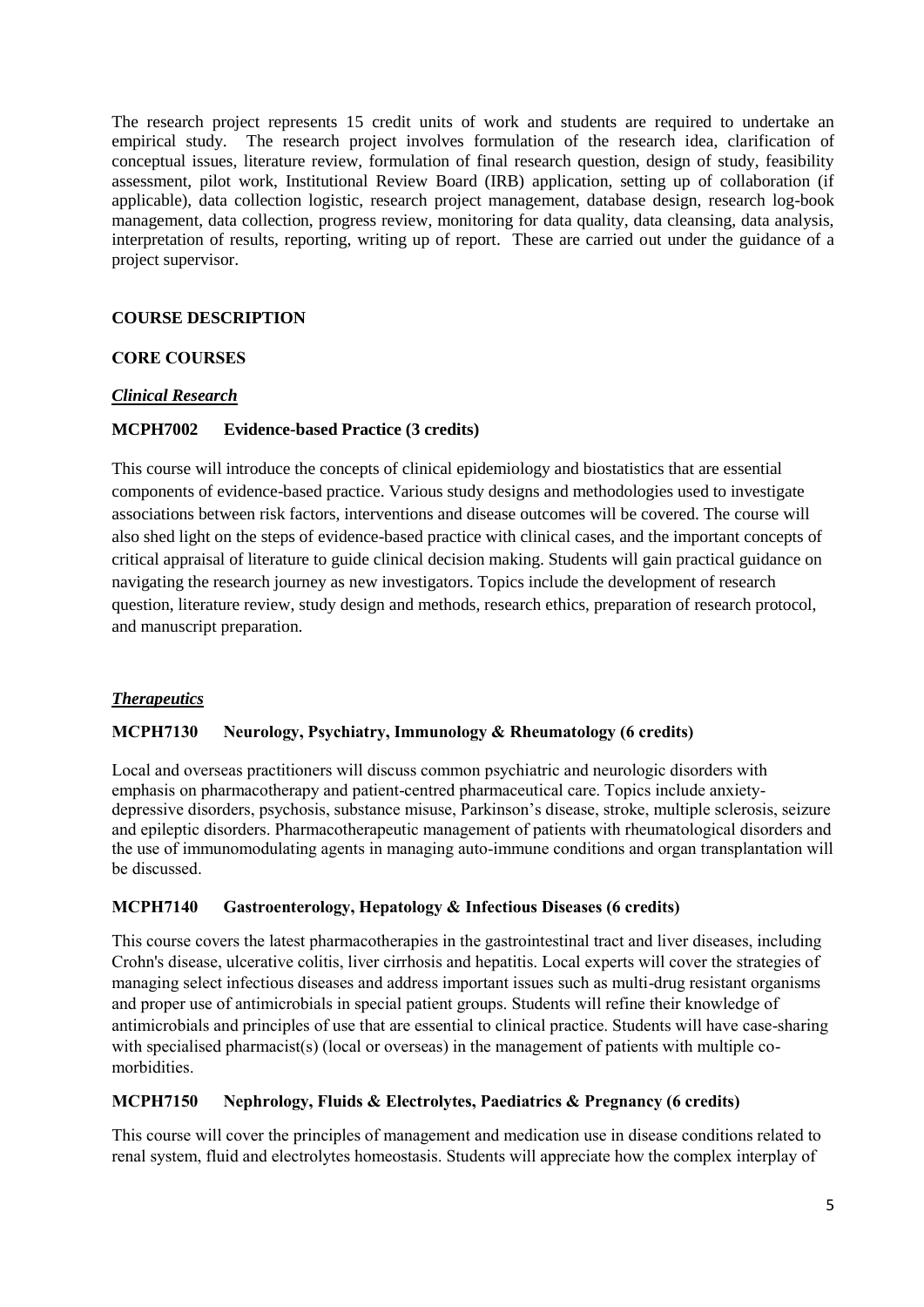The research project represents 15 credit units of work and students are required to undertake an empirical study. The research project involves formulation of the research idea, clarification of conceptual issues, literature review, formulation of final research question, design of study, feasibility assessment, pilot work, Institutional Review Board (IRB) application, setting up of collaboration (if applicable), data collection logistic, research project management, database design, research log-book management, data collection, progress review, monitoring for data quality, data cleansing, data analysis, interpretation of results, reporting, writing up of report. These are carried out under the guidance of a project supervisor.

## COURSE DESCRIPTION

### CORE COURSES

***Clinical Research***

#### MCPH7002 Evidence-based Practice (3 credits)

This course will introduce the concepts of clinical epidemiology and biostatistics that are essential components of evidence-based practice. Various study designs and methodologies used to investigate associations between risk factors, interventions and disease outcomes will be covered. The course will also shed light on the steps of evidence-based practice with clinical cases, and the important concepts of critical appraisal of literature to guide clinical decision making. Students will gain practical guidance on navigating the research journey as new investigators. Topics include the development of research question, literature review, study design and methods, research ethics, preparation of research protocol, and manuscript preparation.

***Therapeutics***

#### MCPH7130 Neurology, Psychiatry, Immunology & Rheumatology (6 credits)

Local and overseas practitioners will discuss common psychiatric and neurologic disorders with emphasis on pharmacotherapy and patient-centred pharmaceutical care. Topics include anxiety-depressive disorders, psychosis, substance misuse, Parkinson's disease, stroke, multiple sclerosis, seizure and epileptic disorders. Pharmacotherapeutic management of patients with rheumatological disorders and the use of immunomodulating agents in managing auto-immune conditions and organ transplantation will be discussed.

#### MCPH7140 Gastroenterology, Hepatology & Infectious Diseases (6 credits)

This course covers the latest pharmacotherapies in the gastrointestinal tract and liver diseases, including Crohn's disease, ulcerative colitis, liver cirrhosis and hepatitis. Local experts will cover the strategies of managing select infectious diseases and address important issues such as multi-drug resistant organisms and proper use of antimicrobials in special patient groups. Students will refine their knowledge of antimicrobials and principles of use that are essential to clinical practice. Students will have case-sharing with specialised pharmacist(s) (local or overseas) in the management of patients with multiple co-morbidities.

#### MCPH7150 Nephrology, Fluids & Electrolytes, Paediatrics & Pregnancy (6 credits)

This course will cover the principles of management and medication use in disease conditions related to renal system, fluid and electrolytes homeostasis. Students will appreciate how the complex interplay of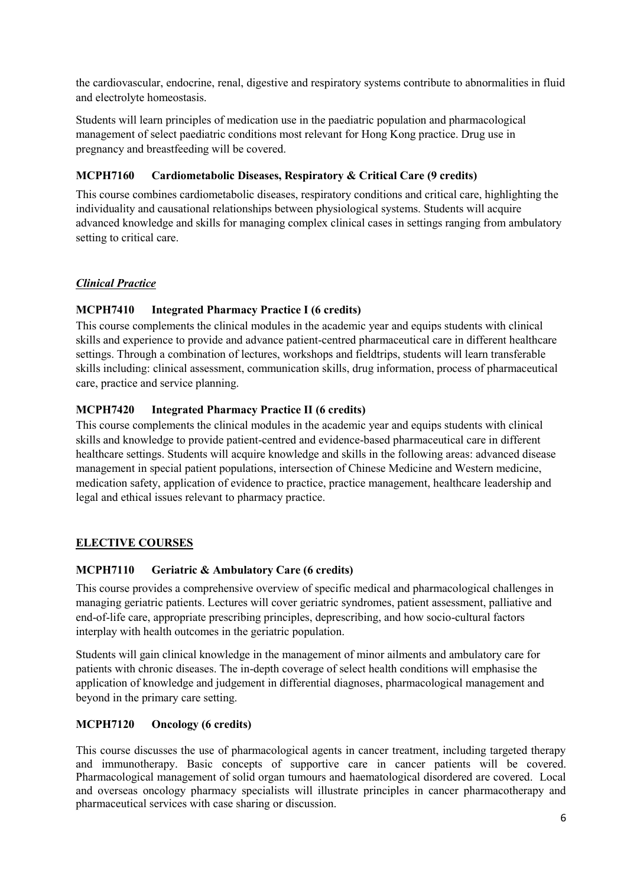the cardiovascular, endocrine, renal, digestive and respiratory systems contribute to abnormalities in fluid and electrolyte homeostasis.

Students will learn principles of medication use in the paediatric population and pharmacological management of select paediatric conditions most relevant for Hong Kong practice. Drug use in pregnancy and breastfeeding will be covered.

**MCPH7160 Cardiometabolic Diseases, Respiratory & Critical Care (9 credits)**

This course combines cardiometabolic diseases, respiratory conditions and critical care, highlighting the individuality and causational relationships between physiological systems. Students will acquire advanced knowledge and skills for managing complex clinical cases in settings ranging from ambulatory setting to critical care.

***Clinical Practice***

**MCPH7410 Integrated Pharmacy Practice I (6 credits)**

This course complements the clinical modules in the academic year and equips students with clinical skills and experience to provide and advance patient-centred pharmaceutical care in different healthcare settings. Through a combination of lectures, workshops and fieldtrips, students will learn transferable skills including: clinical assessment, communication skills, drug information, process of pharmaceutical care, practice and service planning.

**MCPH7420 Integrated Pharmacy Practice II (6 credits)**

This course complements the clinical modules in the academic year and equips students with clinical skills and knowledge to provide patient-centred and evidence-based pharmaceutical care in different healthcare settings. Students will acquire knowledge and skills in the following areas: advanced disease management in special patient populations, intersection of Chinese Medicine and Western medicine, medication safety, application of evidence to practice, practice management, healthcare leadership and legal and ethical issues relevant to pharmacy practice.

## ELECTIVE COURSES

**MCPH7110 Geriatric & Ambulatory Care (6 credits)**

This course provides a comprehensive overview of specific medical and pharmacological challenges in managing geriatric patients. Lectures will cover geriatric syndromes, patient assessment, palliative and end-of-life care, appropriate prescribing principles, deprescribing, and how socio-cultural factors interplay with health outcomes in the geriatric population.

Students will gain clinical knowledge in the management of minor ailments and ambulatory care for patients with chronic diseases. The in-depth coverage of select health conditions will emphasise the application of knowledge and judgement in differential diagnoses, pharmacological management and beyond in the primary care setting.

**MCPH7120 Oncology (6 credits)**

This course discusses the use of pharmacological agents in cancer treatment, including targeted therapy and immunotherapy. Basic concepts of supportive care in cancer patients will be covered. Pharmacological management of solid organ tumours and haematological disordered are covered. Local and overseas oncology pharmacy specialists will illustrate principles in cancer pharmacotherapy and pharmaceutical services with case sharing or discussion.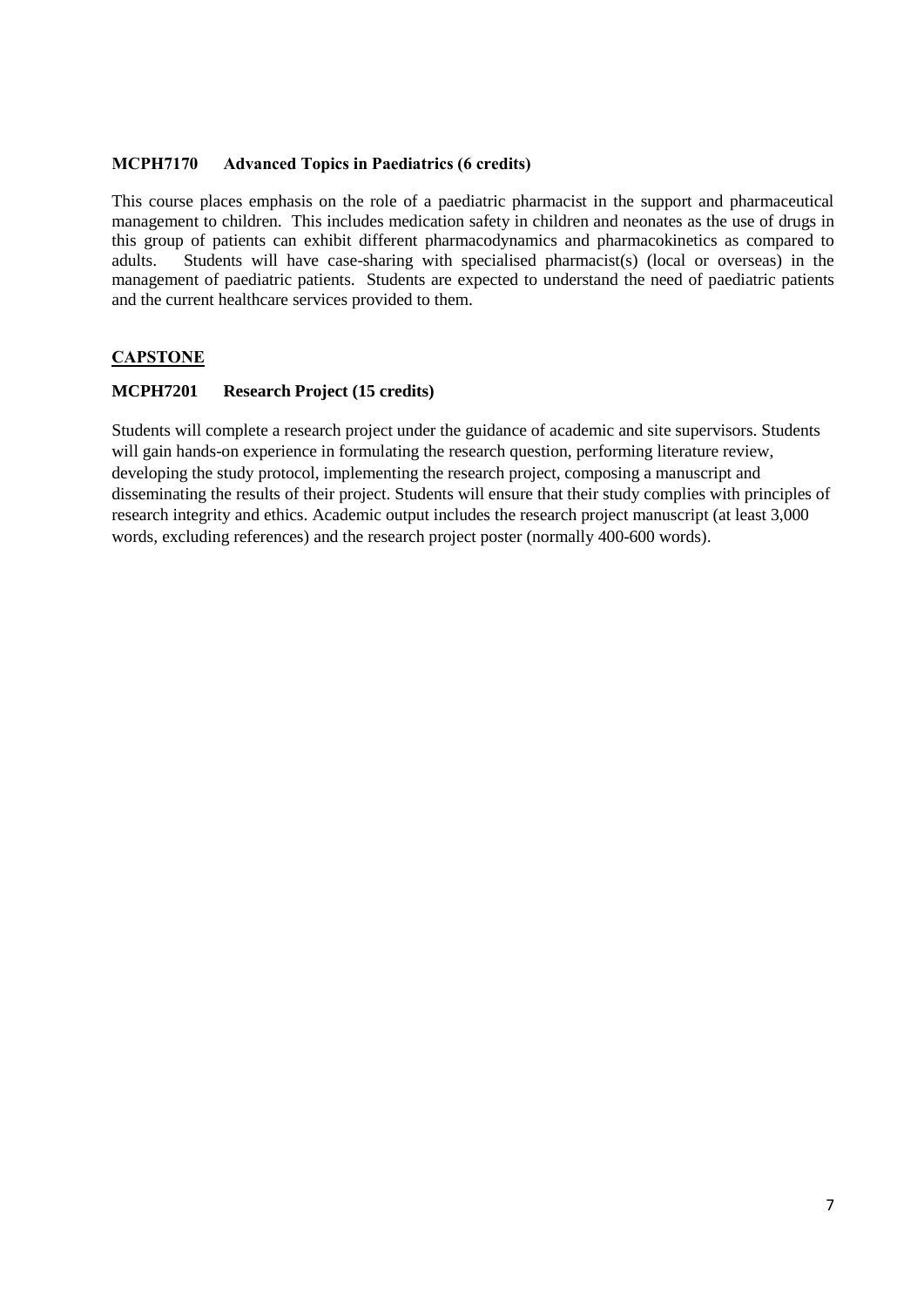### MCPH7170 Advanced Topics in Paediatrics (6 credits)

This course places emphasis on the role of a paediatric pharmacist in the support and pharmaceutical management to children. This includes medication safety in children and neonates as the use of drugs in this group of patients can exhibit different pharmacodynamics and pharmacokinetics as compared to adults. Students will have case-sharing with specialised pharmacist(s) (local or overseas) in the management of paediatric patients. Students are expected to understand the need of paediatric patients and the current healthcare services provided to them.

## CAPSTONE

### MCPH7201 Research Project (15 credits)

Students will complete a research project under the guidance of academic and site supervisors. Students will gain hands-on experience in formulating the research question, performing literature review, developing the study protocol, implementing the research project, composing a manuscript and disseminating the results of their project. Students will ensure that their study complies with principles of research integrity and ethics. Academic output includes the research project manuscript (at least 3,000 words, excluding references) and the research project poster (normally 400-600 words).